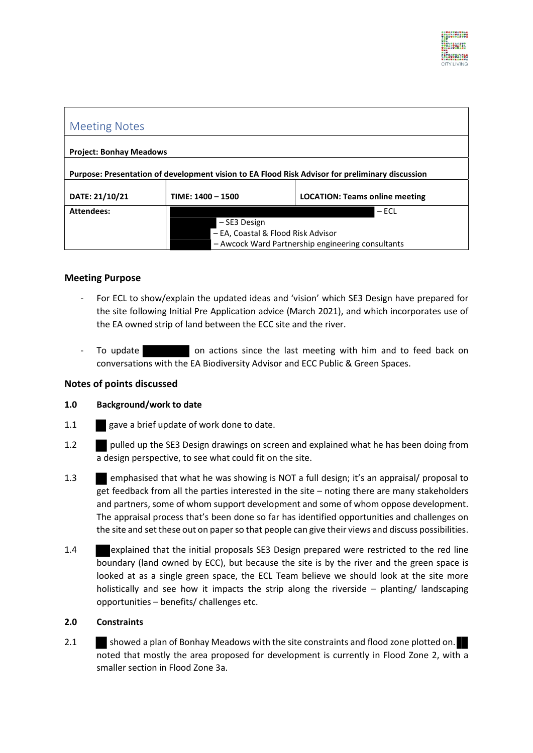## Meeting Notes

| **Project: Bonhay Meadows** | | |
|---|---|---|
| **Purpose: Presentation of development vision to EA Flood Risk Advisor for preliminary discussion** | | |
| **DATE: 21/10/21** | **TIME: 1400 – 1500** | **LOCATION: Teams online meeting** |
| **Attendees:** | – ECL<br>– SE3 Design<br>– EA, Coastal & Flood Risk Advisor<br>– Awcock Ward Partnership engineering consultants | |

### Meeting Purpose

- For ECL to show/explain the updated ideas and 'vision' which SE3 Design have prepared for the site following Initial Pre Application advice (March 2021), and which incorporates use of the EA owned strip of land between the ECC site and the river.

- To update on actions since the last meeting with him and to feed back on conversations with the EA Biodiversity Advisor and ECC Public & Green Spaces.

### Notes of points discussed

**1.0 Background/work to date**

1.1 gave a brief update of work done to date.

1.2 pulled up the SE3 Design drawings on screen and explained what he has been doing from a design perspective, to see what could fit on the site.

1.3 emphasised that what he was showing is NOT a full design; it's an appraisal/ proposal to get feedback from all the parties interested in the site – noting there are many stakeholders and partners, some of whom support development and some of whom oppose development. The appraisal process that's been done so far has identified opportunities and challenges on the site and set these out on paper so that people can give their views and discuss possibilities.

1.4 explained that the initial proposals SE3 Design prepared were restricted to the red line boundary (land owned by ECC), but because the site is by the river and the green space is looked at as a single green space, the ECL Team believe we should look at the site more holistically and see how it impacts the strip along the riverside – planting/ landscaping opportunities – benefits/ challenges etc.

**2.0 Constraints**

2.1 showed a plan of Bonhay Meadows with the site constraints and flood zone plotted on. noted that mostly the area proposed for development is currently in Flood Zone 2, with a smaller section in Flood Zone 3a.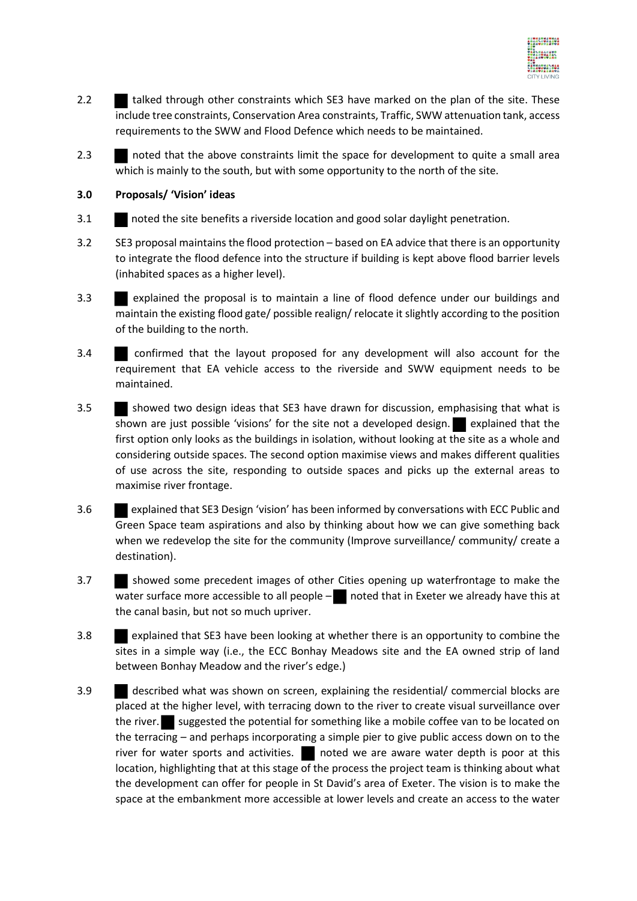2.2 ██ talked through other constraints which SE3 have marked on the plan of the site. These include tree constraints, Conservation Area constraints, Traffic, SWW attenuation tank, access requirements to the SWW and Flood Defence which needs to be maintained.

2.3 ██ noted that the above constraints limit the space for development to quite a small area which is mainly to the south, but with some opportunity to the north of the site.

**3.0 Proposals/ 'Vision' ideas**

3.1 ██ noted the site benefits a riverside location and good solar daylight penetration.

3.2 SE3 proposal maintains the flood protection – based on EA advice that there is an opportunity to integrate the flood defence into the structure if building is kept above flood barrier levels (inhabited spaces as a higher level).

3.3 ██ explained the proposal is to maintain a line of flood defence under our buildings and maintain the existing flood gate/ possible realign/ relocate it slightly according to the position of the building to the north.

3.4 ██ confirmed that the layout proposed for any development will also account for the requirement that EA vehicle access to the riverside and SWW equipment needs to be maintained.

3.5 ██ showed two design ideas that SE3 have drawn for discussion, emphasising that what is shown are just possible 'visions' for the site not a developed design. ██ explained that the first option only looks as the buildings in isolation, without looking at the site as a whole and considering outside spaces. The second option maximise views and makes different qualities of use across the site, responding to outside spaces and picks up the external areas to maximise river frontage.

3.6 ██ explained that SE3 Design 'vision' has been informed by conversations with ECC Public and Green Space team aspirations and also by thinking about how we can give something back when we redevelop the site for the community (Improve surveillance/ community/ create a destination).

3.7 ██ showed some precedent images of other Cities opening up waterfrontage to make the water surface more accessible to all people – ██ noted that in Exeter we already have this at the canal basin, but not so much upriver.

3.8 ██ explained that SE3 have been looking at whether there is an opportunity to combine the sites in a simple way (i.e., the ECC Bonhay Meadows site and the EA owned strip of land between Bonhay Meadow and the river's edge.)

3.9 ██ described what was shown on screen, explaining the residential/ commercial blocks are placed at the higher level, with terracing down to the river to create visual surveillance over the river. ██ suggested the potential for something like a mobile coffee van to be located on the terracing – and perhaps incorporating a simple pier to give public access down on to the river for water sports and activities. ██ noted we are aware water depth is poor at this location, highlighting that at this stage of the process the project team is thinking about what the development can offer for people in St David's area of Exeter. The vision is to make the space at the embankment more accessible at lower levels and create an access to the water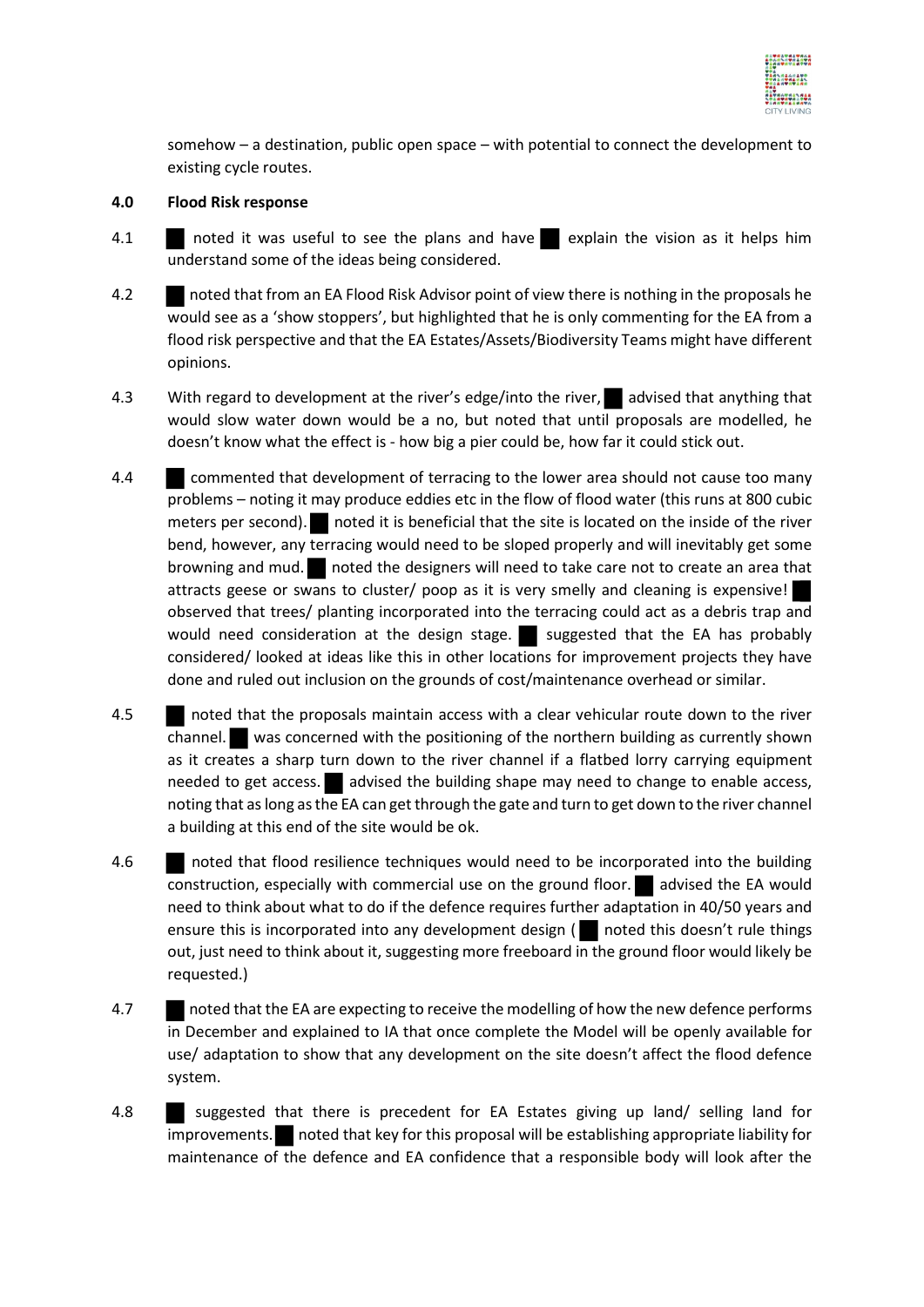somehow – a destination, public open space – with potential to connect the development to existing cycle routes.

**4.0 Flood Risk response**

4.1 █ noted it was useful to see the plans and have █ explain the vision as it helps him understand some of the ideas being considered.

4.2 █ noted that from an EA Flood Risk Advisor point of view there is nothing in the proposals he would see as a 'show stoppers', but highlighted that he is only commenting for the EA from a flood risk perspective and that the EA Estates/Assets/Biodiversity Teams might have different opinions.

4.3 With regard to development at the river's edge/into the river, █ advised that anything that would slow water down would be a no, but noted that until proposals are modelled, he doesn't know what the effect is - how big a pier could be, how far it could stick out.

4.4 █ commented that development of terracing to the lower area should not cause too many problems – noting it may produce eddies etc in the flow of flood water (this runs at 800 cubic meters per second). █ noted it is beneficial that the site is located on the inside of the river bend, however, any terracing would need to be sloped properly and will inevitably get some browning and mud. █ noted the designers will need to take care not to create an area that attracts geese or swans to cluster/ poop as it is very smelly and cleaning is expensive! █ observed that trees/ planting incorporated into the terracing could act as a debris trap and would need consideration at the design stage. █ suggested that the EA has probably considered/ looked at ideas like this in other locations for improvement projects they have done and ruled out inclusion on the grounds of cost/maintenance overhead or similar.

4.5 █ noted that the proposals maintain access with a clear vehicular route down to the river channel. █ was concerned with the positioning of the northern building as currently shown as it creates a sharp turn down to the river channel if a flatbed lorry carrying equipment needed to get access. █ advised the building shape may need to change to enable access, noting that as long as the EA can get through the gate and turn to get down to the river channel a building at this end of the site would be ok.

4.6 █ noted that flood resilience techniques would need to be incorporated into the building construction, especially with commercial use on the ground floor. █ advised the EA would need to think about what to do if the defence requires further adaptation in 40/50 years and ensure this is incorporated into any development design (█ noted this doesn't rule things out, just need to think about it, suggesting more freeboard in the ground floor would likely be requested.)

4.7 █ noted that the EA are expecting to receive the modelling of how the new defence performs in December and explained to IA that once complete the Model will be openly available for use/ adaptation to show that any development on the site doesn't affect the flood defence system.

4.8 █ suggested that there is precedent for EA Estates giving up land/ selling land for improvements. █ noted that key for this proposal will be establishing appropriate liability for maintenance of the defence and EA confidence that a responsible body will look after the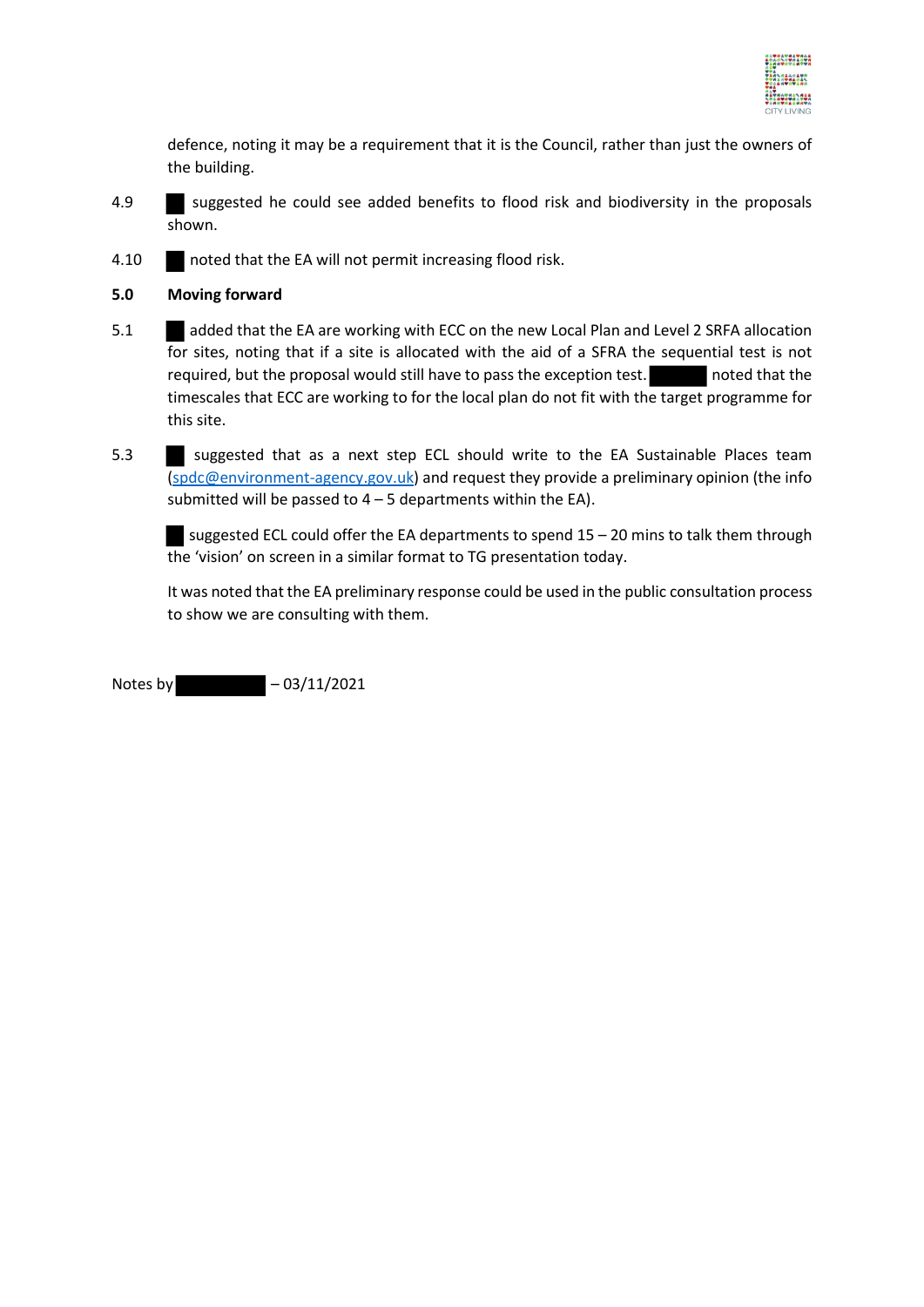defence, noting it may be a requirement that it is the Council, rather than just the owners of the building.

4.9 ██ suggested he could see added benefits to flood risk and biodiversity in the proposals shown.

4.10 ██ noted that the EA will not permit increasing flood risk.

## 5.0 Moving forward

5.1 ██ added that the EA are working with ECC on the new Local Plan and Level 2 SRFA allocation for sites, noting that if a site is allocated with the aid of a SFRA the sequential test is not required, but the proposal would still have to pass the exception test. ██████ noted that the timescales that ECC are working to for the local plan do not fit with the target programme for this site.

5.3 ██ suggested that as a next step ECL should write to the EA Sustainable Places team (spdc@environment-agency.gov.uk) and request they provide a preliminary opinion (the info submitted will be passed to 4 – 5 departments within the EA).

██ suggested ECL could offer the EA departments to spend 15 – 20 mins to talk them through the 'vision' on screen in a similar format to TG presentation today.

It was noted that the EA preliminary response could be used in the public consultation process to show we are consulting with them.

Notes by ██████████ – 03/11/2021